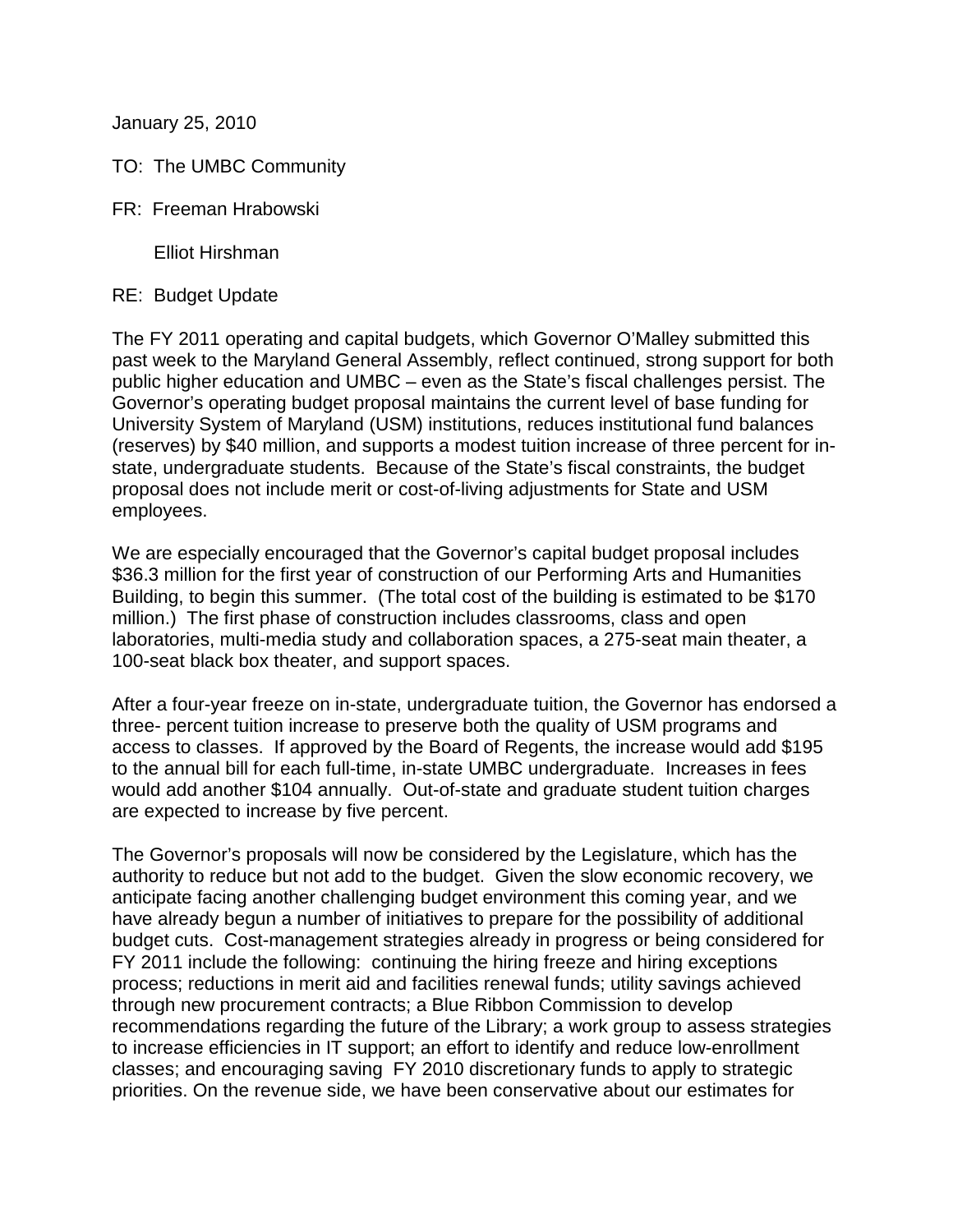January 25, 2010

TO: The UMBC Community

FR: Freeman Hrabowski

Elliot Hirshman

RE: Budget Update

The FY 2011 operating and capital budgets, which Governor O'Malley submitted this past week to the Maryland General Assembly, reflect continued, strong support for both public higher education and UMBC – even as the State's fiscal challenges persist. The Governor's operating budget proposal maintains the current level of base funding for University System of Maryland (USM) institutions, reduces institutional fund balances (reserves) by $40 million, and supports a modest tuition increase of three percent for in-state, undergraduate students. Because of the State's fiscal constraints, the budget proposal does not include merit or cost-of-living adjustments for State and USM employees.

We are especially encouraged that the Governor's capital budget proposal includes $36.3 million for the first year of construction of our Performing Arts and Humanities Building, to begin this summer. (The total cost of the building is estimated to be $170 million.) The first phase of construction includes classrooms, class and open laboratories, multi-media study and collaboration spaces, a 275-seat main theater, a 100-seat black box theater, and support spaces.

After a four-year freeze on in-state, undergraduate tuition, the Governor has endorsed a three- percent tuition increase to preserve both the quality of USM programs and access to classes. If approved by the Board of Regents, the increase would add $195 to the annual bill for each full-time, in-state UMBC undergraduate. Increases in fees would add another $104 annually. Out-of-state and graduate student tuition charges are expected to increase by five percent.

The Governor's proposals will now be considered by the Legislature, which has the authority to reduce but not add to the budget. Given the slow economic recovery, we anticipate facing another challenging budget environment this coming year, and we have already begun a number of initiatives to prepare for the possibility of additional budget cuts. Cost-management strategies already in progress or being considered for FY 2011 include the following: continuing the hiring freeze and hiring exceptions process; reductions in merit aid and facilities renewal funds; utility savings achieved through new procurement contracts; a Blue Ribbon Commission to develop recommendations regarding the future of the Library; a work group to assess strategies to increase efficiencies in IT support; an effort to identify and reduce low-enrollment classes; and encouraging saving FY 2010 discretionary funds to apply to strategic priorities. On the revenue side, we have been conservative about our estimates for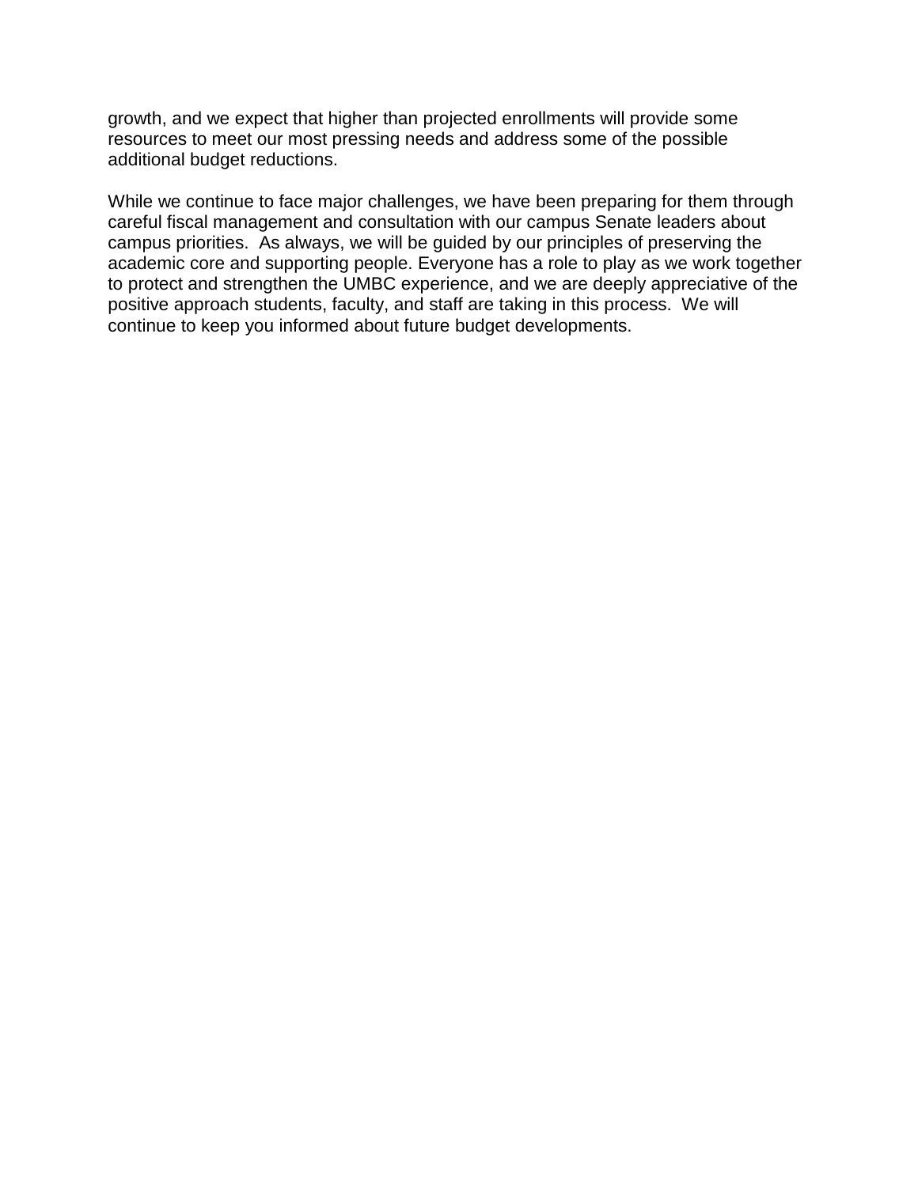growth, and we expect that higher than projected enrollments will provide some resources to meet our most pressing needs and address some of the possible additional budget reductions.

While we continue to face major challenges, we have been preparing for them through careful fiscal management and consultation with our campus Senate leaders about campus priorities. As always, we will be guided by our principles of preserving the academic core and supporting people. Everyone has a role to play as we work together to protect and strengthen the UMBC experience, and we are deeply appreciative of the positive approach students, faculty, and staff are taking in this process. We will continue to keep you informed about future budget developments.